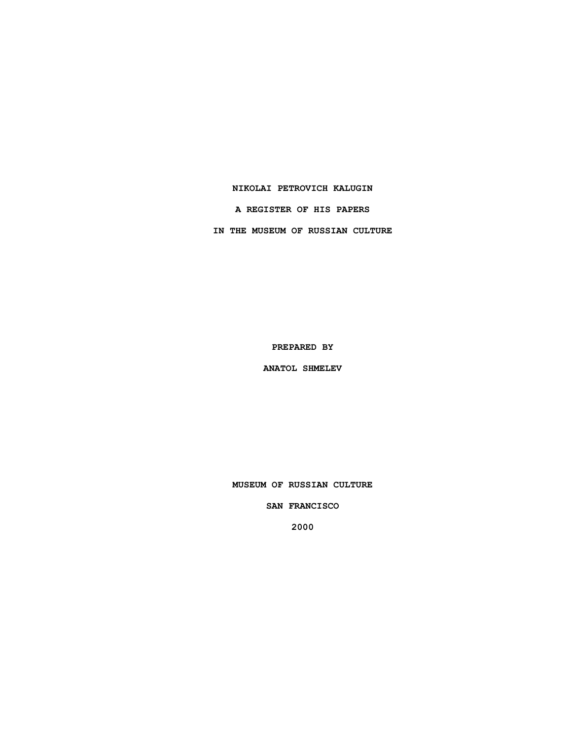# NIKOLAI PETROVICH KALUGIN

## A REGISTER OF HIS PAPERS

## IN THE MUSEUM OF RUSSIAN CULTURE

**PREPARED BY**

**ANATOL SHMELEV**

**MUSEUM OF RUSSIAN CULTURE**

**SAN FRANCISCO**

**2000**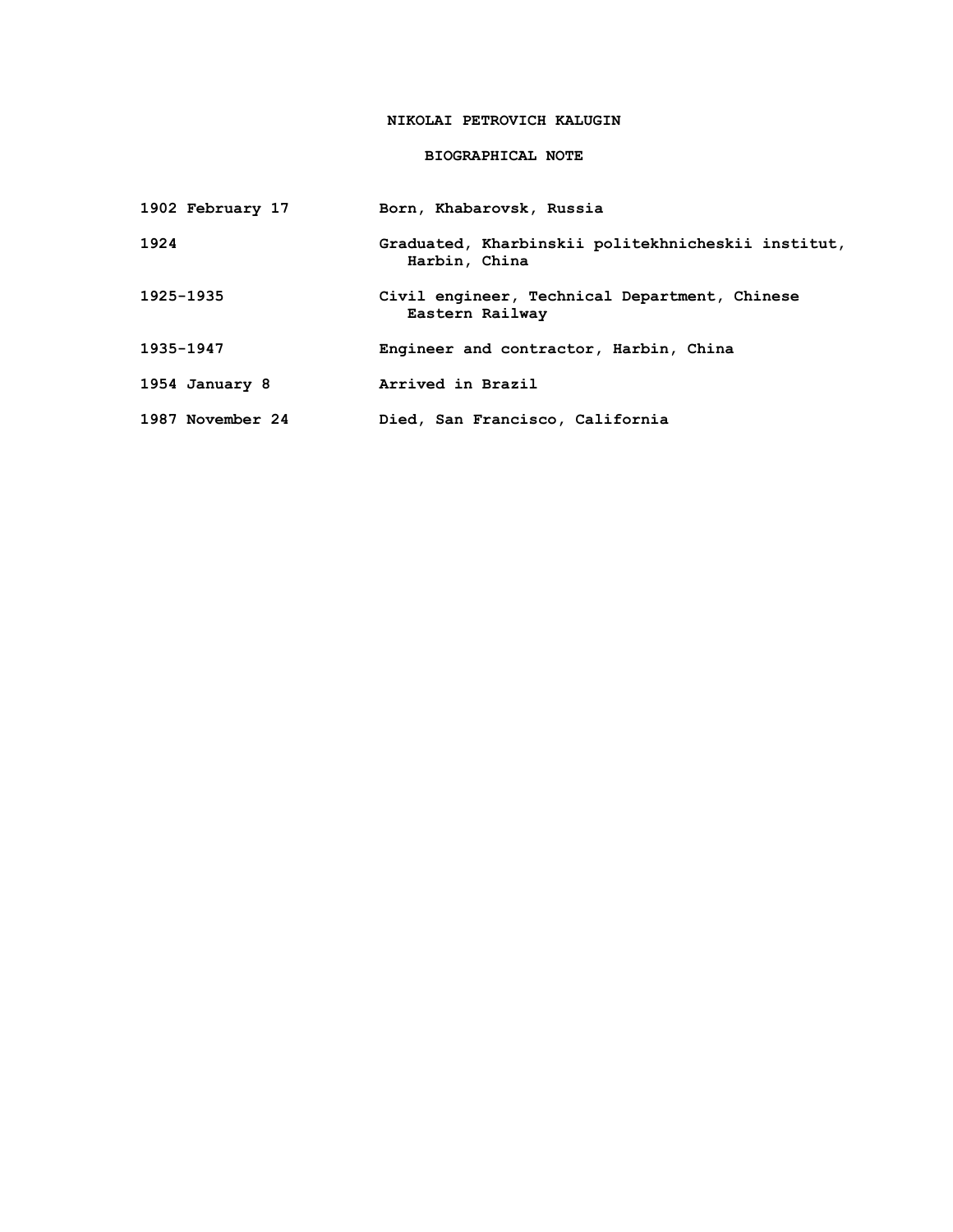# NIKOLAI PETROVICH KALUGIN

## BIOGRAPHICAL NOTE

| | |
|---|---|
| 1902 February 17 | Born, Khabarovsk, Russia |
| 1924 | Graduated, Kharbinskii politekhnicheskii institut, Harbin, China |
| 1925-1935 | Civil engineer, Technical Department, Chinese Eastern Railway |
| 1935-1947 | Engineer and contractor, Harbin, China |
| 1954 January 8 | Arrived in Brazil |
| 1987 November 24 | Died, San Francisco, California |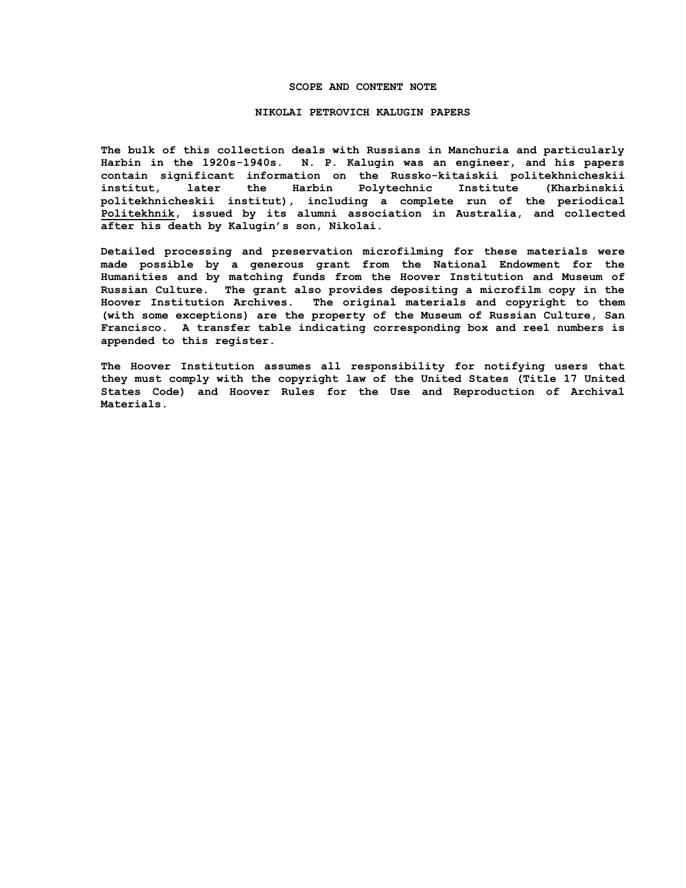## SCOPE AND CONTENT NOTE

## NIKOLAI PETROVICH KALUGIN PAPERS

The bulk of this collection deals with Russians in Manchuria and particularly Harbin in the 1920s-1940s. N. P. Kalugin was an engineer, and his papers contain significant information on the Russko-kitaiskii politekhnicheskii institut, later the Harbin Polytechnic Institute (Kharbinskii politekhnicheskii institut), including a complete run of the periodical Politekhnik, issued by its alumni association in Australia, and collected after his death by Kalugin's son, Nikolai.

Detailed processing and preservation microfilming for these materials were made possible by a generous grant from the National Endowment for the Humanities and by matching funds from the Hoover Institution and Museum of Russian Culture. The grant also provides depositing a microfilm copy in the Hoover Institution Archives. The original materials and copyright to them (with some exceptions) are the property of the Museum of Russian Culture, San Francisco. A transfer table indicating corresponding box and reel numbers is appended to this register.

The Hoover Institution assumes all responsibility for notifying users that they must comply with the copyright law of the United States (Title 17 United States Code) and Hoover Rules for the Use and Reproduction of Archival Materials.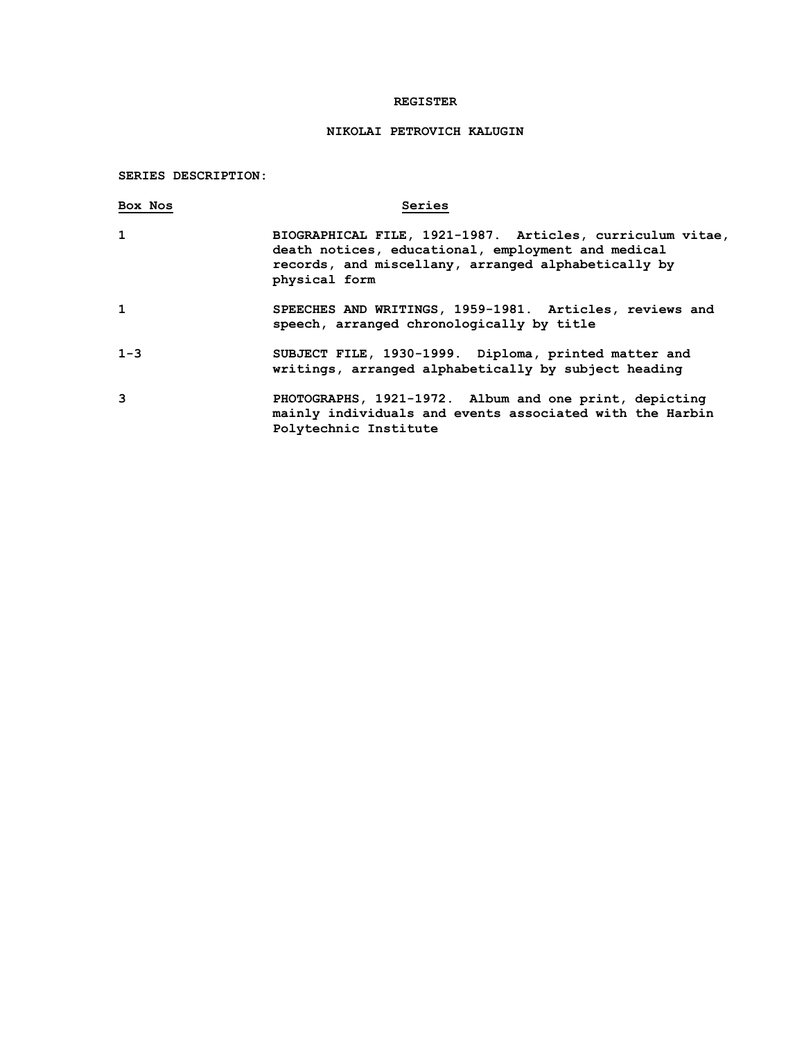# REGISTER

## NIKOLAI PETROVICH KALUGIN

**SERIES DESCRIPTION:**

| Box Nos | Series |
|---|---|
| 1 | BIOGRAPHICAL FILE, 1921-1987. Articles, curriculum vitae, death notices, educational, employment and medical records, and miscellany, arranged alphabetically by physical form |
| 1 | SPEECHES AND WRITINGS, 1959-1981. Articles, reviews and speech, arranged chronologically by title |
| 1-3 | SUBJECT FILE, 1930-1999. Diploma, printed matter and writings, arranged alphabetically by subject heading |
| 3 | PHOTOGRAPHS, 1921-1972. Album and one print, depicting mainly individuals and events associated with the Harbin Polytechnic Institute |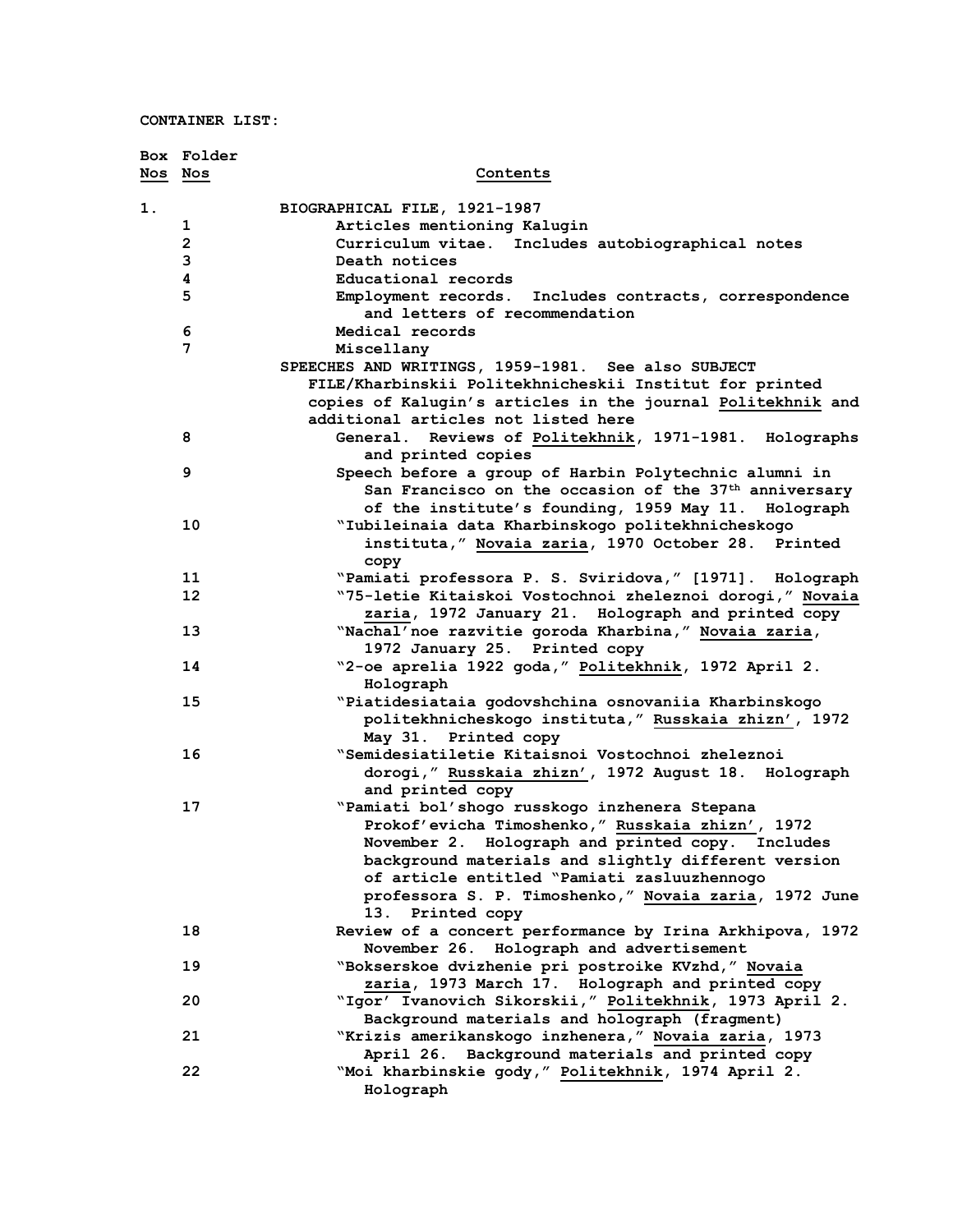**CONTAINER LIST:**

| Box Nos | Folder Nos | Contents |
|---|---|---|
| 1. | | BIOGRAPHICAL FILE, 1921-1987 |
| | 1 | Articles mentioning Kalugin |
| | 2 | Curriculum vitae. Includes autobiographical notes |
| | 3 | Death notices |
| | 4 | Educational records |
| | 5 | Employment records. Includes contracts, correspondence and letters of recommendation |
| | 6 | Medical records |
| | 7 | Miscellany |
| | | SPEECHES AND WRITINGS, 1959-1981. See also SUBJECT FILE/Kharbinskii Politekhnicheskii Institut for printed copies of Kalugin's articles in the journal Politekhnik and additional articles not listed here |
| | 8 | General. Reviews of Politekhnik, 1971-1981. Holographs and printed copies |
| | 9 | Speech before a group of Harbin Polytechnic alumni in San Francisco on the occasion of the 37th anniversary of the institute's founding, 1959 May 11. Holograph |
| | 10 | "Iubileinaia data Kharbinskogo politekhnicheskogo instituta," Novaia zaria, 1970 October 28. Printed copy |
| | 11 | "Pamiati professora P. S. Sviridova," [1971]. Holograph |
| | 12 | "75-letie Kitaiskoi Vostochnoi zheleznoi dorogi," Novaia zaria, 1972 January 21. Holograph and printed copy |
| | 13 | "Nachal'noe razvitie goroda Kharbina," Novaia zaria, 1972 January 25. Printed copy |
| | 14 | "2-oe aprelia 1922 goda," Politekhnik, 1972 April 2. Holograph |
| | 15 | "Piatidesiataia godovshchina osnovaniia Kharbinskogo politekhnicheskogo instituta," Russkaia zhizn', 1972 May 31. Printed copy |
| | 16 | "Semidesiatiletie Kitaisnoi Vostochnoi zheleznoi dorogi," Russkaia zhizn', 1972 August 18. Holograph and printed copy |
| | 17 | "Pamiati bol'shogo russkogo inzhenera Stepana Prokof'evicha Timoshenko," Russkaia zhizn', 1972 November 2. Holograph and printed copy. Includes background materials and slightly different version of article entitled "Pamiati zasluuzhennogo professora S. P. Timoshenko," Novaia zaria, 1972 June 13. Printed copy |
| | 18 | Review of a concert performance by Irina Arkhipova, 1972 November 26. Holograph and advertisement |
| | 19 | "Bokserskoe dvizhenie pri postroike KVzhd," Novaia zaria, 1973 March 17. Holograph and printed copy |
| | 20 | "Igor' Ivanovich Sikorskii," Politekhnik, 1973 April 2. Background materials and holograph (fragment) |
| | 21 | "Krizis amerikanskogo inzhenera," Novaia zaria, 1973 April 26. Background materials and printed copy |
| | 22 | "Moi kharbinskie gody," Politekhnik, 1974 April 2. Holograph |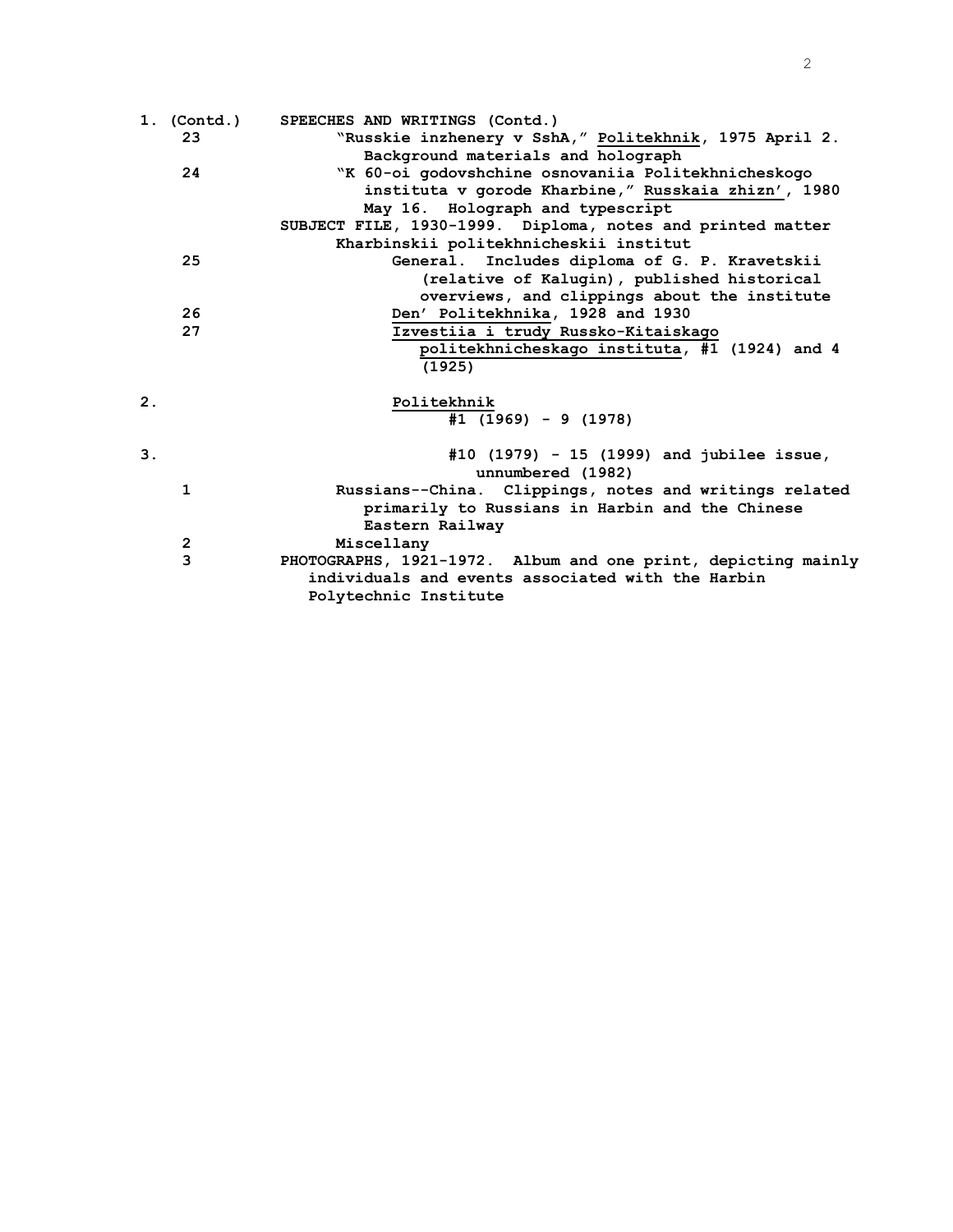| | | |
|---|---|---|
| 1. (Contd.) | | SPEECHES AND WRITINGS (Contd.) |
| | 23 | "Russkie inzhenery v SshA," Politekhnik, 1975 April 2. Background materials and holograph |
| | 24 | "K 60-oi godovshchine osnovaniia Politekhnicheskogo instituta v gorode Kharbine," Russkaia zhizn', 1980 May 16. Holograph and typescript |
| | | SUBJECT FILE, 1930-1999. Diploma, notes and printed matter |
| | | Kharbinskii politekhnicheskii institut |
| | 25 | General. Includes diploma of G. P. Kravetskii (relative of Kalugin), published historical overviews, and clippings about the institute |
| | 26 | Den' Politekhnika, 1928 and 1930 |
| | 27 | Izvestiia i trudy Russko-Kitaiskago politekhnicheskago instituta, #1 (1924) and 4 (1925) |
| 2. | | Politekhnik |
| | | #1 (1969) - 9 (1978) |
| 3. | | #10 (1979) - 15 (1999) and jubilee issue, unnumbered (1982) |
| | 1 | Russians--China. Clippings, notes and writings related primarily to Russians in Harbin and the Chinese Eastern Railway |
| | 2 | Miscellany |
| | 3 | PHOTOGRAPHS, 1921-1972. Album and one print, depicting mainly individuals and events associated with the Harbin Polytechnic Institute |